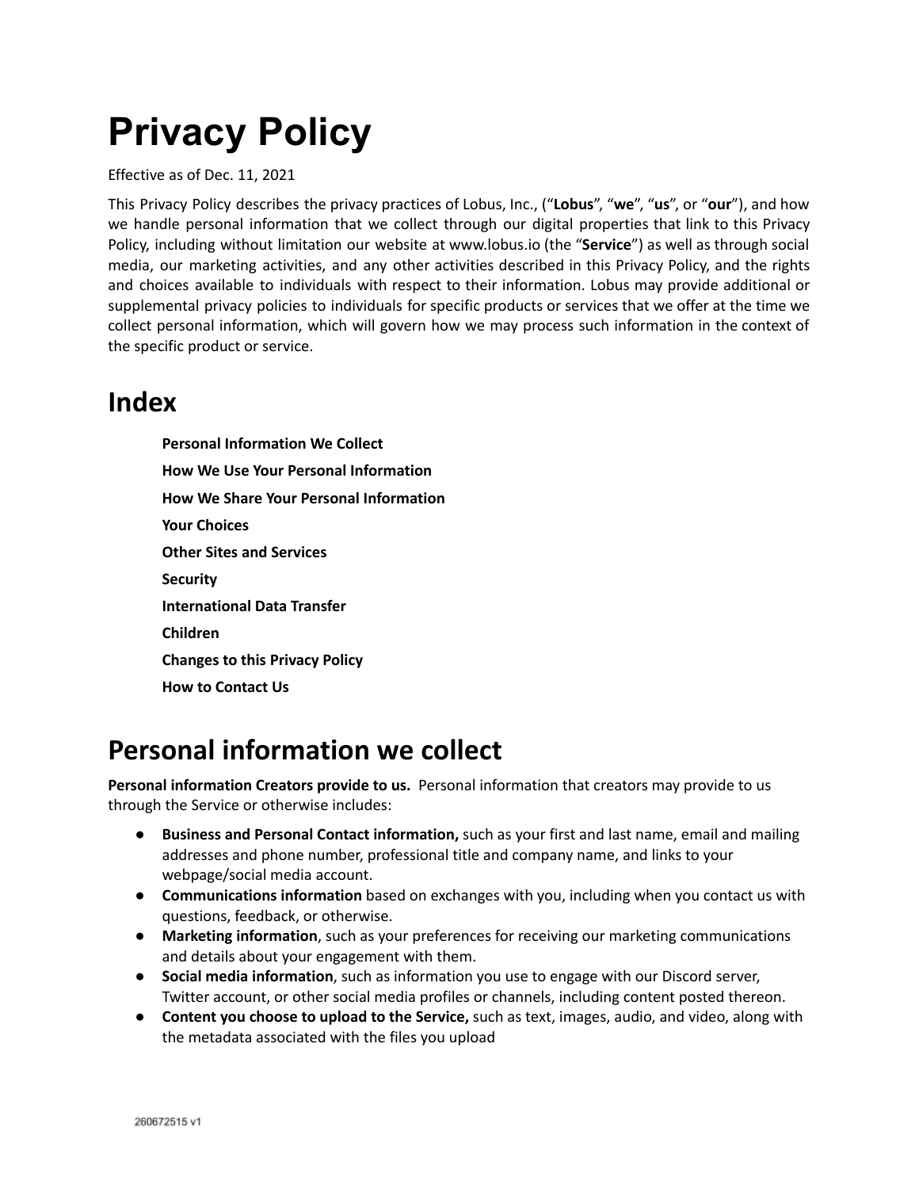# Privacy Policy

Effective as of Dec. 11, 2021

This Privacy Policy describes the privacy practices of Lobus, Inc., ("**Lobus**", "**we**", "**us**", or "**our**"), and how we handle personal information that we collect through our digital properties that link to this Privacy Policy, including without limitation our website at www.lobus.io (the "**Service**") as well as through social media, our marketing activities, and any other activities described in this Privacy Policy, and the rights and choices available to individuals with respect to their information. Lobus may provide additional or supplemental privacy policies to individuals for specific products or services that we offer at the time we collect personal information, which will govern how we may process such information in the context of the specific product or service.

## Index

**Personal Information We Collect**

**How We Use Your Personal Information**

**How We Share Your Personal Information**

**Your Choices**

**Other Sites and Services**

**Security**

**International Data Transfer**

**Children**

**Changes to this Privacy Policy**

**How to Contact Us**

## Personal information we collect

**Personal information Creators provide to us.** Personal information that creators may provide to us through the Service or otherwise includes:

- **Business and Personal Contact information,** such as your first and last name, email and mailing addresses and phone number, professional title and company name, and links to your webpage/social media account.
- **Communications information** based on exchanges with you, including when you contact us with questions, feedback, or otherwise.
- **Marketing information**, such as your preferences for receiving our marketing communications and details about your engagement with them.
- **Social media information**, such as information you use to engage with our Discord server, Twitter account, or other social media profiles or channels, including content posted thereon.
- **Content you choose to upload to the Service,** such as text, images, audio, and video, along with the metadata associated with the files you upload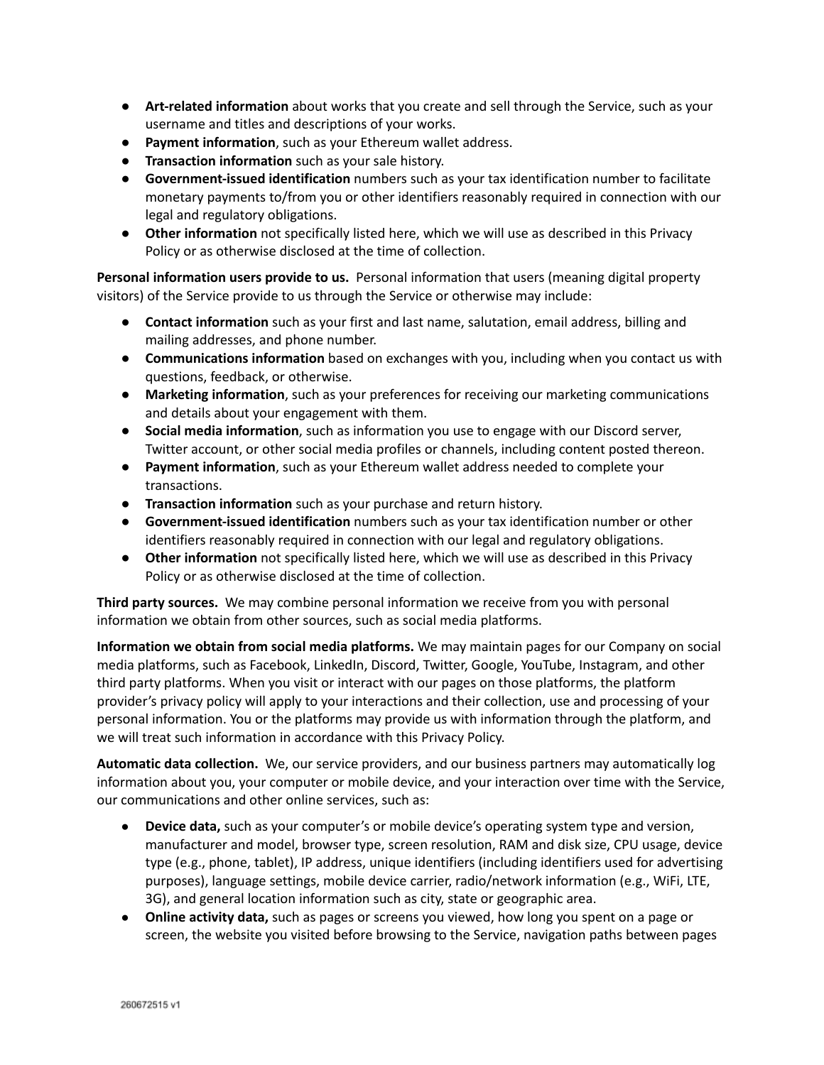- **Art-related information** about works that you create and sell through the Service, such as your username and titles and descriptions of your works.
- **Payment information**, such as your Ethereum wallet address.
- **Transaction information** such as your sale history.
- **Government-issued identification** numbers such as your tax identification number to facilitate monetary payments to/from you or other identifiers reasonably required in connection with our legal and regulatory obligations.
- **Other information** not specifically listed here, which we will use as described in this Privacy Policy or as otherwise disclosed at the time of collection.

**Personal information users provide to us.** Personal information that users (meaning digital property visitors) of the Service provide to us through the Service or otherwise may include:

- **Contact information** such as your first and last name, salutation, email address, billing and mailing addresses, and phone number.
- **Communications information** based on exchanges with you, including when you contact us with questions, feedback, or otherwise.
- **Marketing information**, such as your preferences for receiving our marketing communications and details about your engagement with them.
- **Social media information**, such as information you use to engage with our Discord server, Twitter account, or other social media profiles or channels, including content posted thereon.
- **Payment information**, such as your Ethereum wallet address needed to complete your transactions.
- **Transaction information** such as your purchase and return history.
- **Government-issued identification** numbers such as your tax identification number or other identifiers reasonably required in connection with our legal and regulatory obligations.
- **Other information** not specifically listed here, which we will use as described in this Privacy Policy or as otherwise disclosed at the time of collection.

**Third party sources.** We may combine personal information we receive from you with personal information we obtain from other sources, such as social media platforms.

**Information we obtain from social media platforms.** We may maintain pages for our Company on social media platforms, such as Facebook, LinkedIn, Discord, Twitter, Google, YouTube, Instagram, and other third party platforms. When you visit or interact with our pages on those platforms, the platform provider's privacy policy will apply to your interactions and their collection, use and processing of your personal information. You or the platforms may provide us with information through the platform, and we will treat such information in accordance with this Privacy Policy.

**Automatic data collection.** We, our service providers, and our business partners may automatically log information about you, your computer or mobile device, and your interaction over time with the Service, our communications and other online services, such as:

- **Device data,** such as your computer's or mobile device's operating system type and version, manufacturer and model, browser type, screen resolution, RAM and disk size, CPU usage, device type (e.g., phone, tablet), IP address, unique identifiers (including identifiers used for advertising purposes), language settings, mobile device carrier, radio/network information (e.g., WiFi, LTE, 3G), and general location information such as city, state or geographic area.
- **Online activity data,** such as pages or screens you viewed, how long you spent on a page or screen, the website you visited before browsing to the Service, navigation paths between pages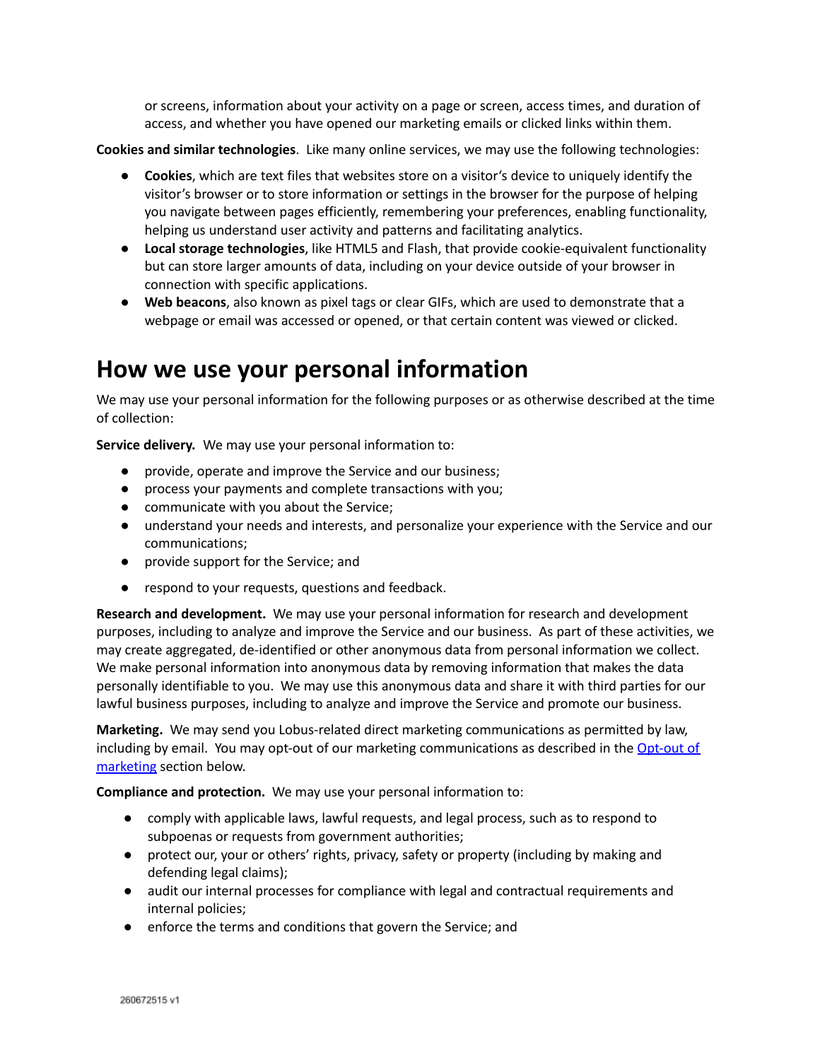or screens, information about your activity on a page or screen, access times, and duration of access, and whether you have opened our marketing emails or clicked links within them.

**Cookies and similar technologies**. Like many online services, we may use the following technologies:

- **Cookies**, which are text files that websites store on a visitor's device to uniquely identify the visitor's browser or to store information or settings in the browser for the purpose of helping you navigate between pages efficiently, remembering your preferences, enabling functionality, helping us understand user activity and patterns and facilitating analytics.
- **Local storage technologies**, like HTML5 and Flash, that provide cookie-equivalent functionality but can store larger amounts of data, including on your device outside of your browser in connection with specific applications.
- **Web beacons**, also known as pixel tags or clear GIFs, which are used to demonstrate that a webpage or email was accessed or opened, or that certain content was viewed or clicked.

# How we use your personal information

We may use your personal information for the following purposes or as otherwise described at the time of collection:

**Service delivery.** We may use your personal information to:

- provide, operate and improve the Service and our business;
- process your payments and complete transactions with you;
- communicate with you about the Service;
- understand your needs and interests, and personalize your experience with the Service and our communications;
- provide support for the Service; and
- respond to your requests, questions and feedback.

**Research and development.** We may use your personal information for research and development purposes, including to analyze and improve the Service and our business. As part of these activities, we may create aggregated, de-identified or other anonymous data from personal information we collect. We make personal information into anonymous data by removing information that makes the data personally identifiable to you. We may use this anonymous data and share it with third parties for our lawful business purposes, including to analyze and improve the Service and promote our business.

**Marketing.** We may send you Lobus-related direct marketing communications as permitted by law, including by email. You may opt-out of our marketing communications as described in the [Opt-out of marketing](#) section below.

**Compliance and protection.** We may use your personal information to:

- comply with applicable laws, lawful requests, and legal process, such as to respond to subpoenas or requests from government authorities;
- protect our, your or others' rights, privacy, safety or property (including by making and defending legal claims);
- audit our internal processes for compliance with legal and contractual requirements and internal policies;
- enforce the terms and conditions that govern the Service; and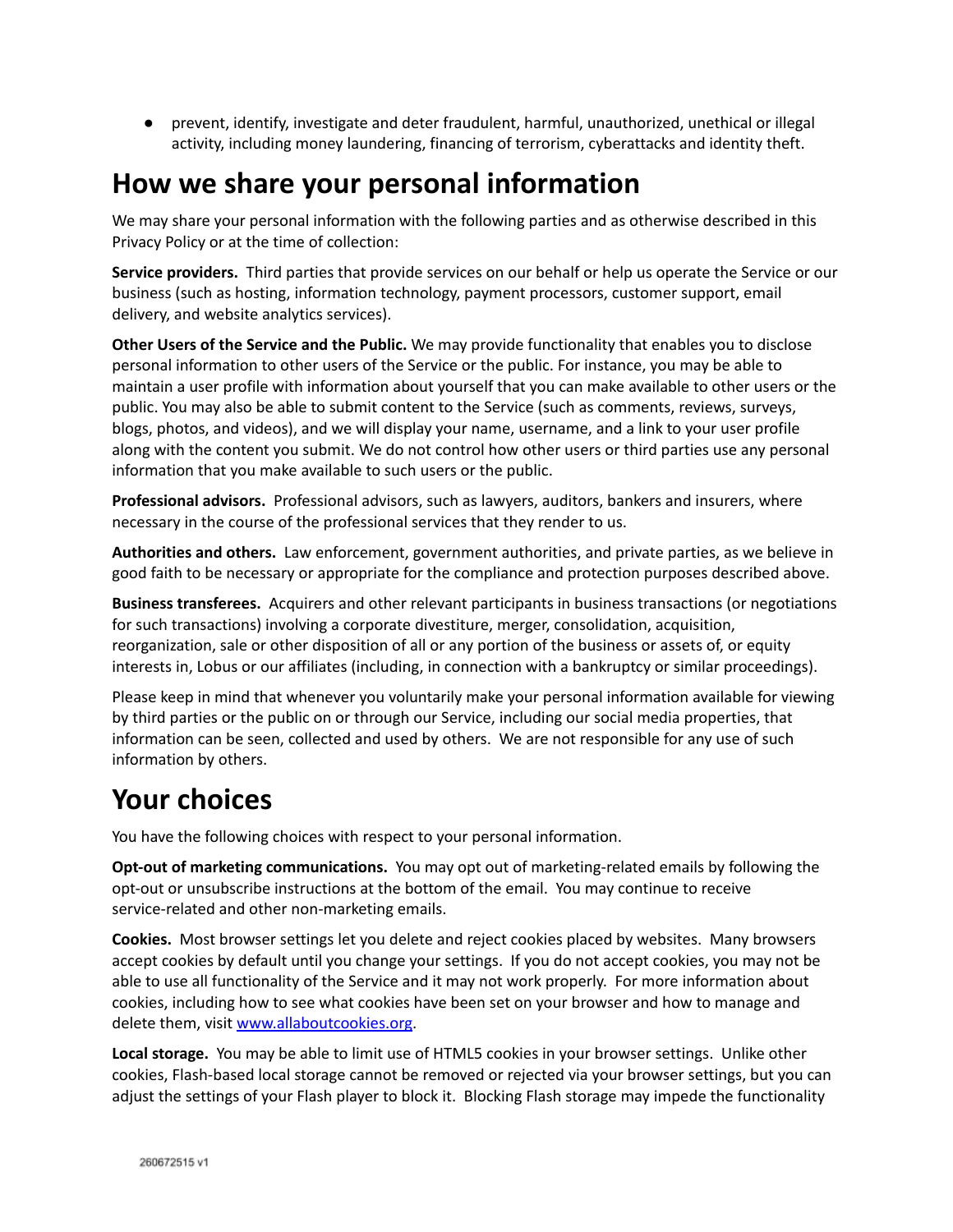- prevent, identify, investigate and deter fraudulent, harmful, unauthorized, unethical or illegal activity, including money laundering, financing of terrorism, cyberattacks and identity theft.

# How we share your personal information

We may share your personal information with the following parties and as otherwise described in this Privacy Policy or at the time of collection:

**Service providers.** Third parties that provide services on our behalf or help us operate the Service or our business (such as hosting, information technology, payment processors, customer support, email delivery, and website analytics services).

**Other Users of the Service and the Public.** We may provide functionality that enables you to disclose personal information to other users of the Service or the public. For instance, you may be able to maintain a user profile with information about yourself that you can make available to other users or the public. You may also be able to submit content to the Service (such as comments, reviews, surveys, blogs, photos, and videos), and we will display your name, username, and a link to your user profile along with the content you submit. We do not control how other users or third parties use any personal information that you make available to such users or the public.

**Professional advisors.** Professional advisors, such as lawyers, auditors, bankers and insurers, where necessary in the course of the professional services that they render to us.

**Authorities and others.** Law enforcement, government authorities, and private parties, as we believe in good faith to be necessary or appropriate for the compliance and protection purposes described above.

**Business transferees.** Acquirers and other relevant participants in business transactions (or negotiations for such transactions) involving a corporate divestiture, merger, consolidation, acquisition, reorganization, sale or other disposition of all or any portion of the business or assets of, or equity interests in, Lobus or our affiliates (including, in connection with a bankruptcy or similar proceedings).

Please keep in mind that whenever you voluntarily make your personal information available for viewing by third parties or the public on or through our Service, including our social media properties, that information can be seen, collected and used by others. We are not responsible for any use of such information by others.

# Your choices

You have the following choices with respect to your personal information.

**Opt-out of marketing communications.** You may opt out of marketing-related emails by following the opt-out or unsubscribe instructions at the bottom of the email. You may continue to receive service-related and other non-marketing emails.

**Cookies.** Most browser settings let you delete and reject cookies placed by websites. Many browsers accept cookies by default until you change your settings. If you do not accept cookies, you may not be able to use all functionality of the Service and it may not work properly. For more information about cookies, including how to see what cookies have been set on your browser and how to manage and delete them, visit [www.allaboutcookies.org](http://www.allaboutcookies.org).

**Local storage.** You may be able to limit use of HTML5 cookies in your browser settings. Unlike other cookies, Flash-based local storage cannot be removed or rejected via your browser settings, but you can adjust the settings of your Flash player to block it. Blocking Flash storage may impede the functionality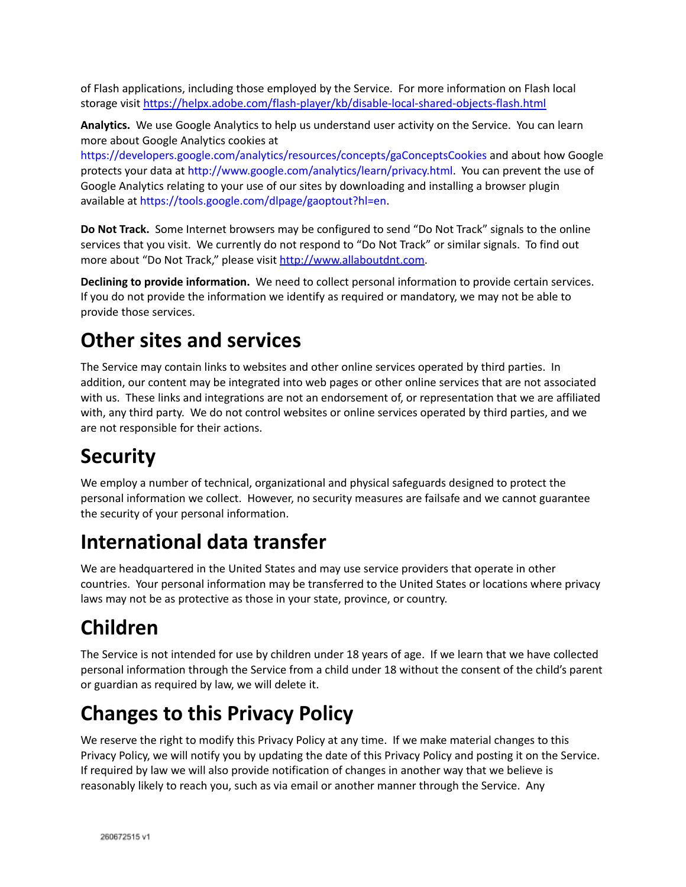of Flash applications, including those employed by the Service. For more information on Flash local storage visit https://helpx.adobe.com/flash-player/kb/disable-local-shared-objects-flash.html

**Analytics.** We use Google Analytics to help us understand user activity on the Service. You can learn more about Google Analytics cookies at https://developers.google.com/analytics/resources/concepts/gaConceptsCookies and about how Google protects your data at http://www.google.com/analytics/learn/privacy.html. You can prevent the use of Google Analytics relating to your use of our sites by downloading and installing a browser plugin available at https://tools.google.com/dlpage/gaoptout?hl=en.

**Do Not Track.** Some Internet browsers may be configured to send "Do Not Track" signals to the online services that you visit. We currently do not respond to "Do Not Track" or similar signals. To find out more about "Do Not Track," please visit http://www.allaboutdnt.com.

**Declining to provide information.** We need to collect personal information to provide certain services. If you do not provide the information we identify as required or mandatory, we may not be able to provide those services.

# Other sites and services

The Service may contain links to websites and other online services operated by third parties. In addition, our content may be integrated into web pages or other online services that are not associated with us. These links and integrations are not an endorsement of, or representation that we are affiliated with, any third party. We do not control websites or online services operated by third parties, and we are not responsible for their actions.

# Security

We employ a number of technical, organizational and physical safeguards designed to protect the personal information we collect. However, no security measures are failsafe and we cannot guarantee the security of your personal information.

# International data transfer

We are headquartered in the United States and may use service providers that operate in other countries. Your personal information may be transferred to the United States or locations where privacy laws may not be as protective as those in your state, province, or country.

# Children

The Service is not intended for use by children under 18 years of age. If we learn that we have collected personal information through the Service from a child under 18 without the consent of the child's parent or guardian as required by law, we will delete it.

# Changes to this Privacy Policy

We reserve the right to modify this Privacy Policy at any time. If we make material changes to this Privacy Policy, we will notify you by updating the date of this Privacy Policy and posting it on the Service. If required by law we will also provide notification of changes in another way that we believe is reasonably likely to reach you, such as via email or another manner through the Service. Any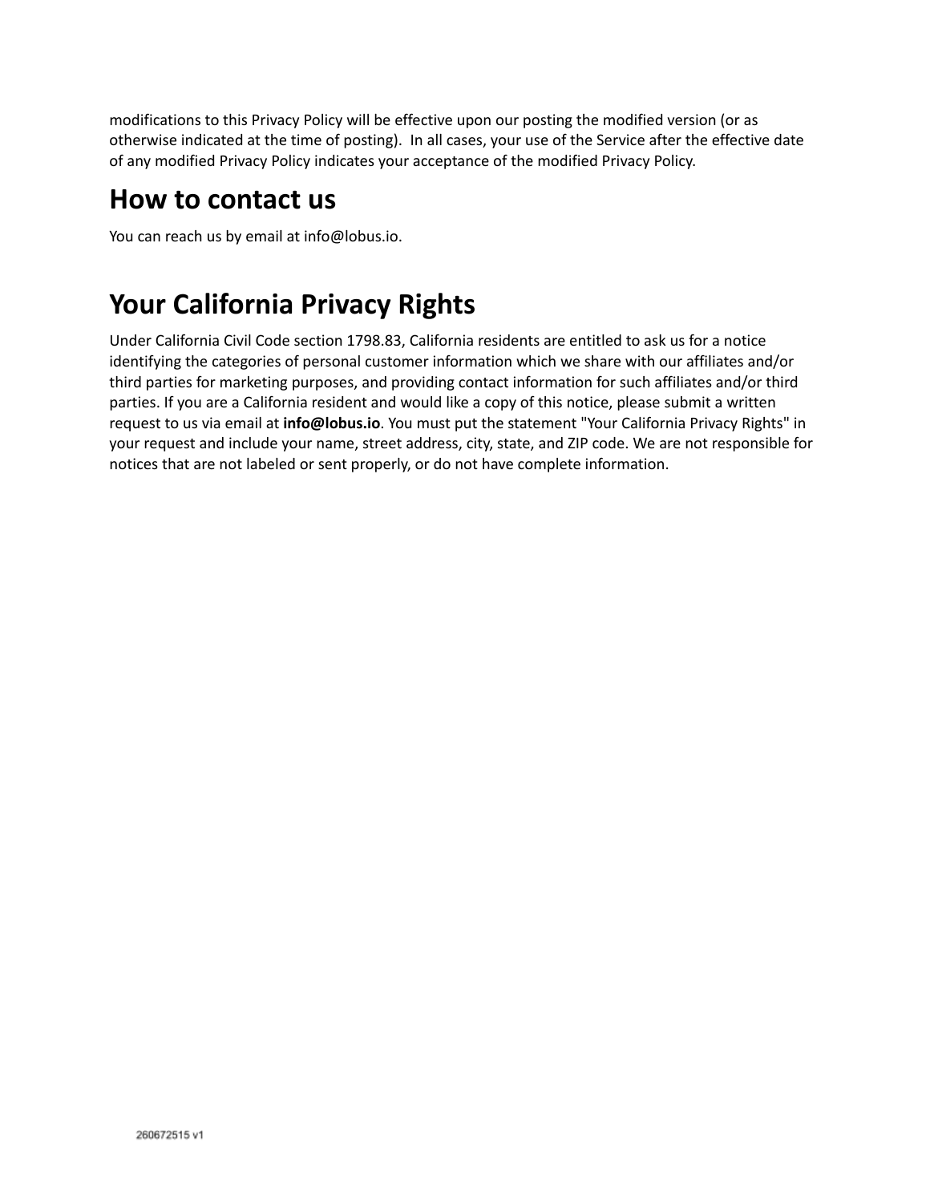modifications to this Privacy Policy will be effective upon our posting the modified version (or as otherwise indicated at the time of posting).  In all cases, your use of the Service after the effective date of any modified Privacy Policy indicates your acceptance of the modified Privacy Policy.

## How to contact us

You can reach us by email at info@lobus.io.

## Your California Privacy Rights

Under California Civil Code section 1798.83, California residents are entitled to ask us for a notice identifying the categories of personal customer information which we share with our affiliates and/or third parties for marketing purposes, and providing contact information for such affiliates and/or third parties. If you are a California resident and would like a copy of this notice, please submit a written request to us via email at **info@lobus.io**. You must put the statement "Your California Privacy Rights" in your request and include your name, street address, city, state, and ZIP code. We are not responsible for notices that are not labeled or sent properly, or do not have complete information.